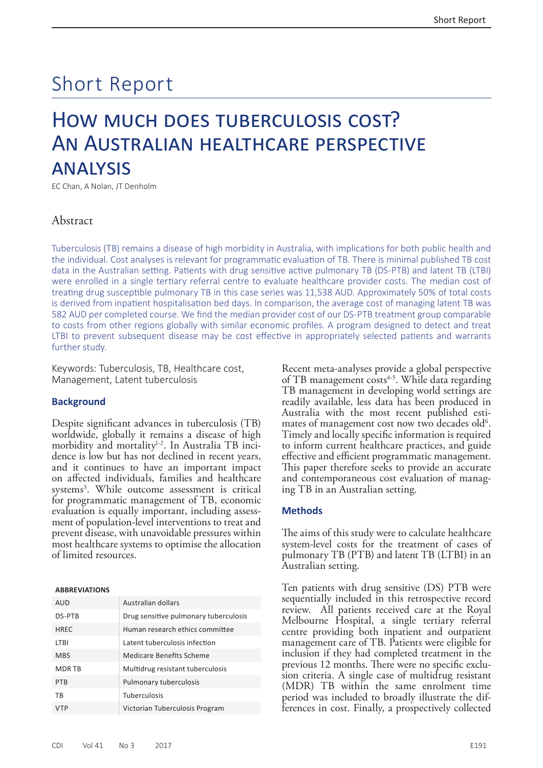# Short Report

# How much does tuberculosis cost? An Australian healthcare perspective analysis

EC Chan, A Nolan, JT Denholm

## Abstract

Tuberculosis (TB) remains a disease of high morbidity in Australia, with implications for both public health and the individual. Cost analyses is relevant for programmatic evaluation of TB. There is minimal published TB cost data in the Australian setting. Patients with drug sensitive active pulmonary TB (DS-PTB) and latent TB (LTBI) were enrolled in a single tertiary referral centre to evaluate healthcare provider costs. The median cost of treating drug susceptible pulmonary TB in this case series was 11,538 AUD. Approximately 50% of total costs is derived from inpatient hospitalisation bed days. In comparison, the average cost of managing latent TB was 582 AUD per completed course. We find the median provider cost of our DS-PTB treatment group comparable to costs from other regions globally with similar economic profiles. A program designed to detect and treat LTBI to prevent subsequent disease may be cost effective in appropriately selected patients and warrants further study.

Keywords: Tuberculosis, TB, Healthcare cost, Management, Latent tuberculosis

### Background

Despite significant advances in tuberculosis (TB) worldwide, globally it remains a disease of high morbidity and mortality[1-2]. In Australia TB incidence is low but has not declined in recent years, and it continues to have an important impact on affected individuals, families and healthcare systems[3]. While outcome assessment is critical for programmatic management of TB, economic evaluation is equally important, including assessment of population-level interventions to treat and prevent disease, with unavoidable pressures within most healthcare systems to optimise the allocation of limited resources.

**ABBREVIATIONS**

| | |
|---|---|
| AUD | Australian dollars |
| DS-PTB | Drug sensitive pulmonary tuberculosis |
| HREC | Human research ethics committee |
| LTBI | Latent tuberculosis infection |
| MBS | Medicare Benefits Scheme |
| MDR TB | Multidrug resistant tuberculosis |
| PTB | Pulmonary tuberculosis |
| TB | Tuberculosis |
| VTP | Victorian Tuberculosis Program |

Recent meta-analyses provide a global perspective of TB management costs[4-5]. While data regarding TB management in developing world settings are readily available, less data has been produced in Australia with the most recent published estimates of management cost now two decades old[6]. Timely and locally specific information is required to inform current healthcare practices, and guide effective and efficient programmatic management. This paper therefore seeks to provide an accurate and contemporaneous cost evaluation of managing TB in an Australian setting.

### Methods

The aims of this study were to calculate healthcare system-level costs for the treatment of cases of pulmonary TB (PTB) and latent TB (LTBI) in an Australian setting.

Ten patients with drug sensitive (DS) PTB were sequentially included in this retrospective record review. All patients received care at the Royal Melbourne Hospital, a single tertiary referral centre providing both inpatient and outpatient management care of TB. Patients were eligible for inclusion if they had completed treatment in the previous 12 months. There were no specific exclusion criteria. A single case of multidrug resistant (MDR) TB within the same enrolment time period was included to broadly illustrate the differences in cost. Finally, a prospectively collected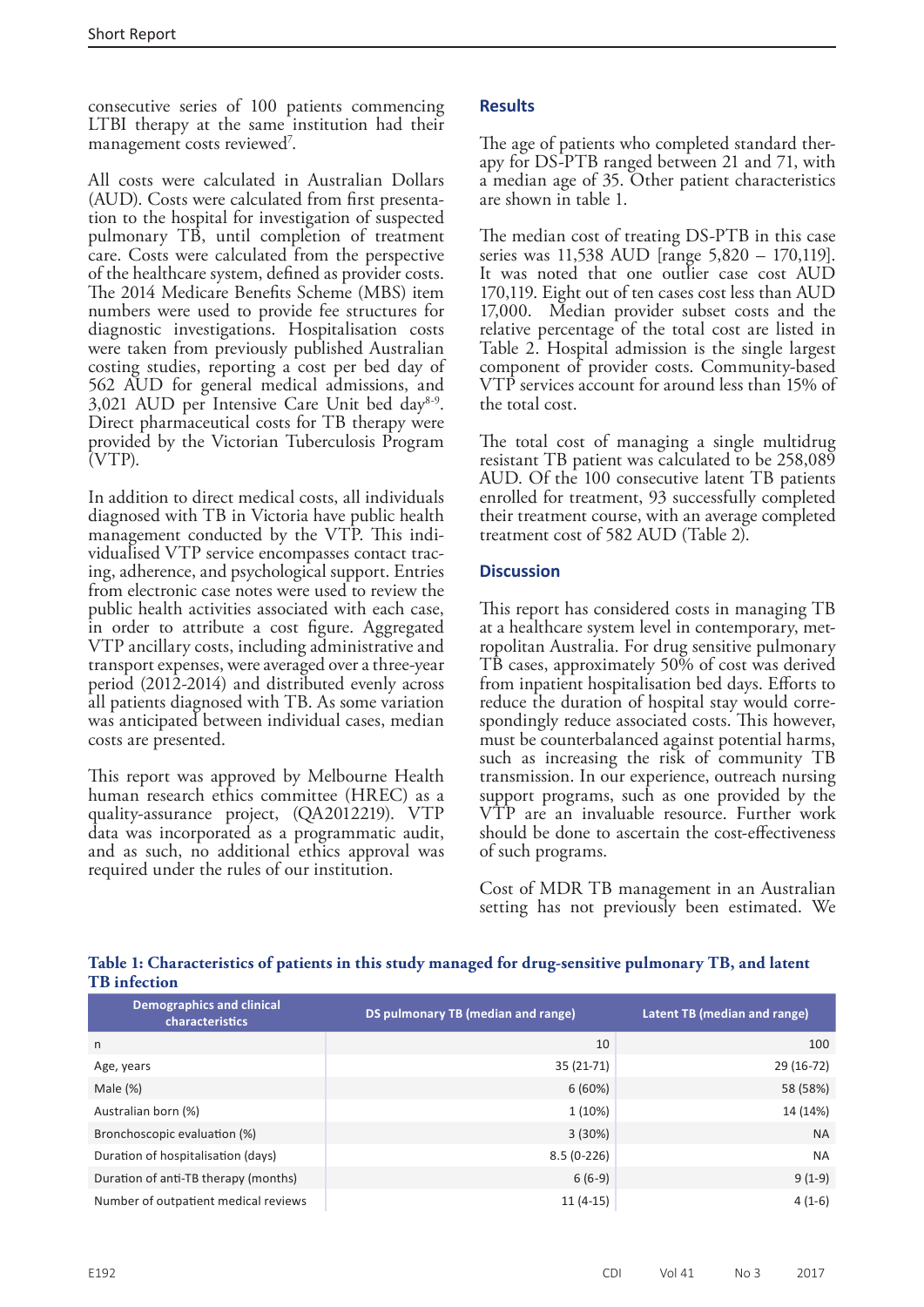consecutive series of 100 patients commencing LTBI therapy at the same institution had their management costs reviewed[7].

All costs were calculated in Australian Dollars (AUD). Costs were calculated from first presentation to the hospital for investigation of suspected pulmonary TB, until completion of treatment care. Costs were calculated from the perspective of the healthcare system, defined as provider costs. The 2014 Medicare Benefits Scheme (MBS) item numbers were used to provide fee structures for diagnostic investigations. Hospitalisation costs were taken from previously published Australian costing studies, reporting a cost per bed day of 562 AUD for general medical admissions, and 3,021 AUD per Intensive Care Unit bed day[8-9]. Direct pharmaceutical costs for TB therapy were provided by the Victorian Tuberculosis Program (VTP).

In addition to direct medical costs, all individuals diagnosed with TB in Victoria have public health management conducted by the VTP. This individualised VTP service encompasses contact tracing, adherence, and psychological support. Entries from electronic case notes were used to review the public health activities associated with each case, in order to attribute a cost figure. Aggregated VTP ancillary costs, including administrative and transport expenses, were averaged over a three-year period (2012-2014) and distributed evenly across all patients diagnosed with TB. As some variation was anticipated between individual cases, median costs are presented.

This report was approved by Melbourne Health human research ethics committee (HREC) as a quality-assurance project, (QA2012219). VTP data was incorporated as a programmatic audit, and as such, no additional ethics approval was required under the rules of our institution.

## Results

The age of patients who completed standard therapy for DS-PTB ranged between 21 and 71, with a median age of 35. Other patient characteristics are shown in table 1.

The median cost of treating DS-PTB in this case series was 11,538 AUD [range 5,820 – 170,119]. It was noted that one outlier case cost AUD 170,119. Eight out of ten cases cost less than AUD 17,000. Median provider subset costs and the relative percentage of the total cost are listed in Table 2. Hospital admission is the single largest component of provider costs. Community-based VTP services account for around less than 15% of the total cost.

The total cost of managing a single multidrug resistant TB patient was calculated to be 258,089 AUD. Of the 100 consecutive latent TB patients enrolled for treatment, 93 successfully completed their treatment course, with an average completed treatment cost of 582 AUD (Table 2).

## Discussion

This report has considered costs in managing TB at a healthcare system level in contemporary, metropolitan Australia. For drug sensitive pulmonary TB cases, approximately 50% of cost was derived from inpatient hospitalisation bed days. Efforts to reduce the duration of hospital stay would correspondingly reduce associated costs. This however, must be counterbalanced against potential harms, such as increasing the risk of community TB transmission. In our experience, outreach nursing support programs, such as one provided by the VTP are an invaluable resource. Further work should be done to ascertain the cost-effectiveness of such programs.

Cost of MDR TB management in an Australian setting has not previously been estimated. We

**Table 1: Characteristics of patients in this study managed for drug-sensitive pulmonary TB, and latent TB infection**

| Demographics and clinical characteristics | DS pulmonary TB (median and range) | Latent TB (median and range) |
|---|---|---|
| n | 10 | 100 |
| Age, years | 35 (21-71) | 29 (16-72) |
| Male (%) | 6 (60%) | 58 (58%) |
| Australian born (%) | 1 (10%) | 14 (14%) |
| Bronchoscopic evaluation (%) | 3 (30%) | NA |
| Duration of hospitalisation (days) | 8.5 (0-226) | NA |
| Duration of anti-TB therapy (months) | 6 (6-9) | 9 (1-9) |
| Number of outpatient medical reviews | 11 (4-15) | 4 (1-6) |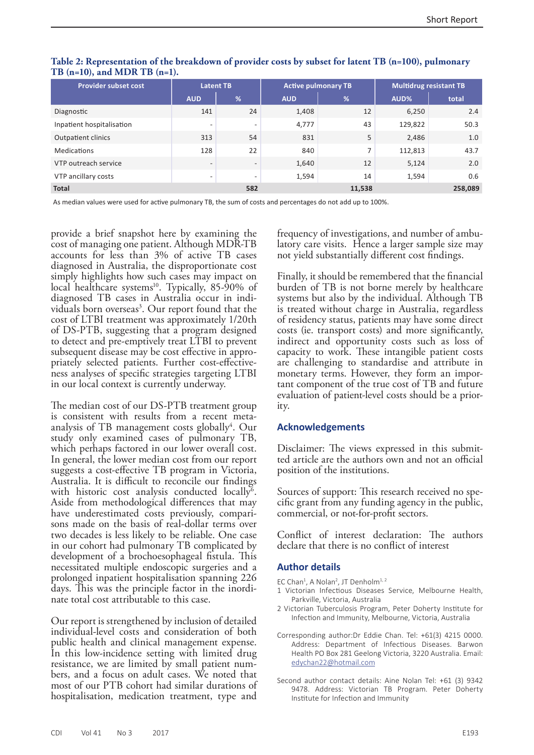**Table 2: Representation of the breakdown of provider costs by subset for latent TB (n=100), pulmonary TB (n=10), and MDR TB (n=1).**

| Provider subset cost | Latent TB | | Active pulmonary TB | | Multidrug resistant TB | |
|---|---|---|---|---|---|---|
| | AUD | % | AUD | % | AUD% | total |
| Diagnostic | 141 | 24 | 1,408 | 12 | 6,250 | 2.4 |
| Inpatient hospitalisation | - | - | 4,777 | 43 | 129,822 | 50.3 |
| Outpatient clinics | 313 | 54 | 831 | 5 | 2,486 | 1.0 |
| Medications | 128 | 22 | 840 | 7 | 112,813 | 43.7 |
| VTP outreach service | - | - | 1,640 | 12 | 5,124 | 2.0 |
| VTP ancillary costs | - | - | 1,594 | 14 | 1,594 | 0.6 |
| **Total** | | **582** | | **11,538** | | **258,089** |

As median values were used for active pulmonary TB, the sum of costs and percentages do not add up to 100%.

provide a brief snapshot here by examining the cost of managing one patient. Although MDR-TB accounts for less than 3% of active TB cases diagnosed in Australia, the disproportionate cost simply highlights how such cases may impact on local healthcare systems[10]. Typically, 85-90% of diagnosed TB cases in Australia occur in individuals born overseas[3]. Our report found that the cost of LTBI treatment was approximately 1/20th of DS-PTB, suggesting that a program designed to detect and pre-emptively treat LTBI to prevent subsequent disease may be cost effective in appropriately selected patients. Further cost-effectiveness analyses of specific strategies targeting LTBI in our local context is currently underway.

The median cost of our DS-PTB treatment group is consistent with results from a recent meta-analysis of TB management costs globally[4]. Our study only examined cases of pulmonary TB, which perhaps factored in our lower overall cost. In general, the lower median cost from our report suggests a cost-effective TB program in Victoria, Australia. It is difficult to reconcile our findings with historic cost analysis conducted locally[6]. Aside from methodological differences that may have underestimated costs previously, comparisons made on the basis of real-dollar terms over two decades is less likely to be reliable. One case in our cohort had pulmonary TB complicated by development of a brochoesophageal fistula. This necessitated multiple endoscopic surgeries and a prolonged inpatient hospitalisation spanning 226 days. This was the principle factor in the inordinate total cost attributable to this case.

Our report is strengthened by inclusion of detailed individual-level costs and consideration of both public health and clinical management expense. In this low-incidence setting with limited drug resistance, we are limited by small patient numbers, and a focus on adult cases. We noted that most of our PTB cohort had similar durations of hospitalisation, medication treatment, type and frequency of investigations, and number of ambulatory care visits. Hence a larger sample size may not yield substantially different cost findings.

Finally, it should be remembered that the financial burden of TB is not borne merely by healthcare systems but also by the individual. Although TB is treated without charge in Australia, regardless of residency status, patients may have some direct costs (ie. transport costs) and more significantly, indirect and opportunity costs such as loss of capacity to work. These intangible patient costs are challenging to standardise and attribute in monetary terms. However, they form an important component of the true cost of TB and future evaluation of patient-level costs should be a priority.

## Acknowledgements

Disclaimer: The views expressed in this submitted article are the authors own and not an official position of the institutions.

Sources of support: This research received no specific grant from any funding agency in the public, commercial, or not-for-profit sectors.

Conflict of interest declaration: The authors declare that there is no conflict of interest

## Author details

EC Chan[1], A Nolan[2], JT Denholm[1, 2]

1 Victorian Infectious Diseases Service, Melbourne Health, Parkville, Victoria, Australia

2 Victorian Tuberculosis Program, Peter Doherty Institute for Infection and Immunity, Melbourne, Victoria, Australia

Corresponding author:Dr Eddie Chan. Tel: +61(3) 4215 0000. Address: Department of Infectious Diseases. Barwon Health PO Box 281 Geelong Victoria, 3220 Australia. Email: edychan22@hotmail.com

Second author contact details: Aine Nolan Tel: +61 (3) 9342 9478. Address: Victorian TB Program. Peter Doherty Institute for Infection and Immunity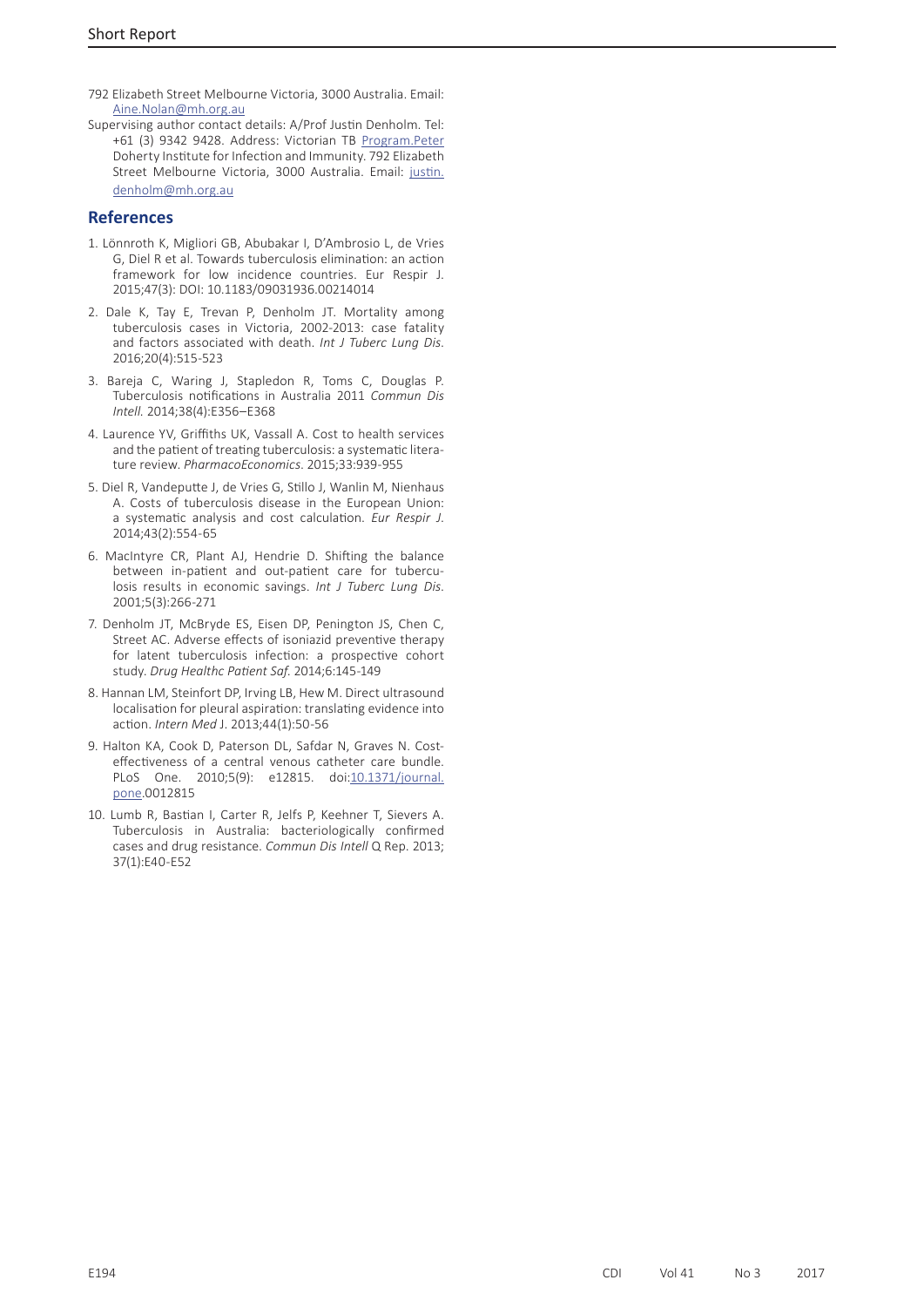792 Elizabeth Street Melbourne Victoria, 3000 Australia. Email: Aine.Nolan@mh.org.au

Supervising author contact details: A/Prof Justin Denholm. Tel: +61 (3) 9342 9428. Address: Victorian TB Program.Peter Doherty Institute for Infection and Immunity. 792 Elizabeth Street Melbourne Victoria, 3000 Australia. Email: justin.denholm@mh.org.au

## References

1. Lönnroth K, Migliori GB, Abubakar I, D'Ambrosio L, de Vries G, Diel R et al. Towards tuberculosis elimination: an action framework for low incidence countries. Eur Respir J. 2015;47(3): DOI: 10.1183/09031936.00214014
2. Dale K, Tay E, Trevan P, Denholm JT. Mortality among tuberculosis cases in Victoria, 2002-2013: case fatality and factors associated with death. *Int J Tuberc Lung Dis.* 2016;20(4):515-523
3. Bareja C, Waring J, Stapledon R, Toms C, Douglas P. Tuberculosis notifications in Australia 2011 *Commun Dis Intell.* 2014;38(4):E356–E368
4. Laurence YV, Griffiths UK, Vassall A. Cost to health services and the patient of treating tuberculosis: a systematic literature review. *PharmacoEconomics*. 2015;33:939-955
5. Diel R, Vandeputte J, de Vries G, Stillo J, Wanlin M, Nienhaus A. Costs of tuberculosis disease in the European Union: a systematic analysis and cost calculation. *Eur Respir J*. 2014;43(2):554-65
6. MacIntyre CR, Plant AJ, Hendrie D. Shifting the balance between in-patient and out-patient care for tuberculosis results in economic savings. *Int J Tuberc Lung Dis*. 2001;5(3):266-271
7. Denholm JT, McBryde ES, Eisen DP, Penington JS, Chen C, Street AC. Adverse effects of isoniazid preventive therapy for latent tuberculosis infection: a prospective cohort study. *Drug Healthc Patient Saf.* 2014;6:145-149
8. Hannan LM, Steinfort DP, Irving LB, Hew M. Direct ultrasound localisation for pleural aspiration: translating evidence into action. *Intern Med* J. 2013;44(1):50-56
9. Halton KA, Cook D, Paterson DL, Safdar N, Graves N. Cost-effectiveness of a central venous catheter care bundle. PLoS One. 2010;5(9): e12815. doi:10.1371/journal.pone.0012815
10. Lumb R, Bastian I, Carter R, Jelfs P, Keehner T, Sievers A. Tuberculosis in Australia: bacteriologically confirmed cases and drug resistance. *Commun Dis Intell* Q Rep. 2013; 37(1):E40-E52